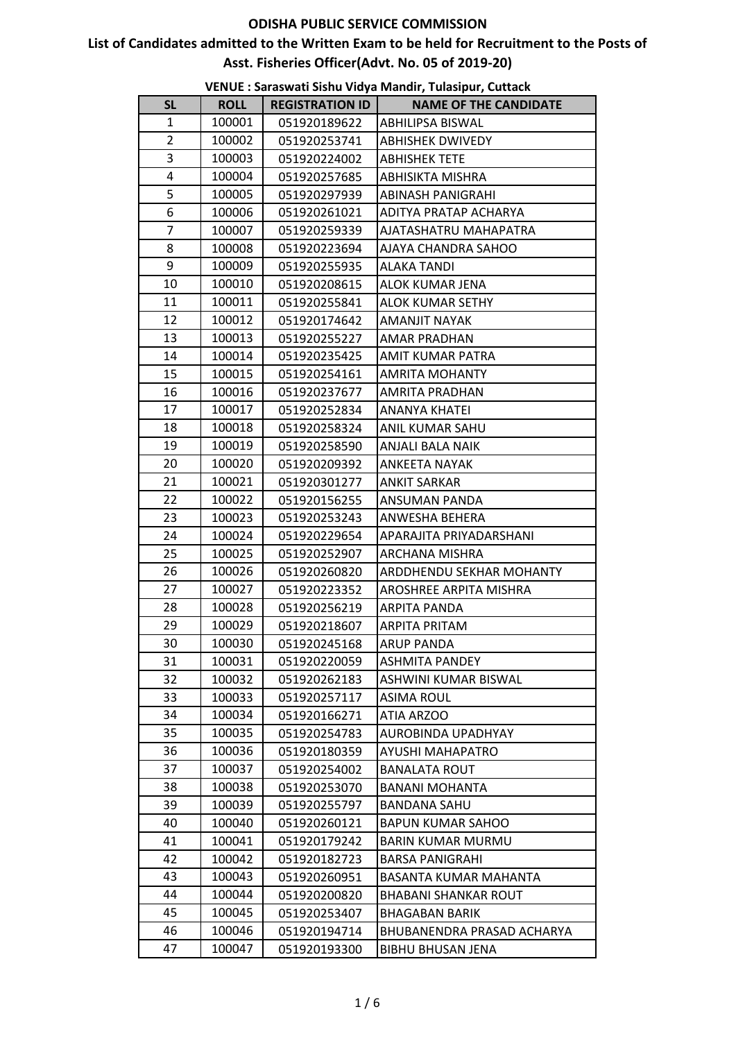# ODISHA PUBLIC SERVICE COMMISSION

## List of Candidates admitted to the Written Exam to be held for Recruitment to the Posts of Asst. Fisheries Officer(Advt. No. 05 of 2019-20)

### VENUE : Saraswati Sishu Vidya Mandir, Tulasipur, Cuttack

| SL | ROLL | REGISTRATION ID | NAME OF THE CANDIDATE |
|---|---|---|---|
| 1 | 100001 | 051920189622 | ABHILIPSA BISWAL |
| 2 | 100002 | 051920253741 | ABHISHEK DWIVEDY |
| 3 | 100003 | 051920224002 | ABHISHEK TETE |
| 4 | 100004 | 051920257685 | ABHISIKTA MISHRA |
| 5 | 100005 | 051920297939 | ABINASH PANIGRAHI |
| 6 | 100006 | 051920261021 | ADITYA PRATAP ACHARYA |
| 7 | 100007 | 051920259339 | AJATASHATRU MAHAPATRA |
| 8 | 100008 | 051920223694 | AJAYA CHANDRA SAHOO |
| 9 | 100009 | 051920255935 | ALAKA TANDI |
| 10 | 100010 | 051920208615 | ALOK KUMAR JENA |
| 11 | 100011 | 051920255841 | ALOK KUMAR SETHY |
| 12 | 100012 | 051920174642 | AMANJIT NAYAK |
| 13 | 100013 | 051920255227 | AMAR PRADHAN |
| 14 | 100014 | 051920235425 | AMIT KUMAR PATRA |
| 15 | 100015 | 051920254161 | AMRITA MOHANTY |
| 16 | 100016 | 051920237677 | AMRITA PRADHAN |
| 17 | 100017 | 051920252834 | ANANYA KHATEI |
| 18 | 100018 | 051920258324 | ANIL KUMAR SAHU |
| 19 | 100019 | 051920258590 | ANJALI BALA NAIK |
| 20 | 100020 | 051920209392 | ANKEETA NAYAK |
| 21 | 100021 | 051920301277 | ANKIT SARKAR |
| 22 | 100022 | 051920156255 | ANSUMAN PANDA |
| 23 | 100023 | 051920253243 | ANWESHA BEHERA |
| 24 | 100024 | 051920229654 | APARAJITA PRIYADARSHANI |
| 25 | 100025 | 051920252907 | ARCHANA MISHRA |
| 26 | 100026 | 051920260820 | ARDDHENDU SEKHAR MOHANTY |
| 27 | 100027 | 051920223352 | AROSHREE ARPITA MISHRA |
| 28 | 100028 | 051920256219 | ARPITA PANDA |
| 29 | 100029 | 051920218607 | ARPITA PRITAM |
| 30 | 100030 | 051920245168 | ARUP PANDA |
| 31 | 100031 | 051920220059 | ASHMITA PANDEY |
| 32 | 100032 | 051920262183 | ASHWINI KUMAR BISWAL |
| 33 | 100033 | 051920257117 | ASIMA ROUL |
| 34 | 100034 | 051920166271 | ATIA ARZOO |
| 35 | 100035 | 051920254783 | AUROBINDA UPADHYAY |
| 36 | 100036 | 051920180359 | AYUSHI MAHAPATRO |
| 37 | 100037 | 051920254002 | BANALATA ROUT |
| 38 | 100038 | 051920253070 | BANANI MOHANTA |
| 39 | 100039 | 051920255797 | BANDANA SAHU |
| 40 | 100040 | 051920260121 | BAPUN KUMAR SAHOO |
| 41 | 100041 | 051920179242 | BARIN KUMAR MURMU |
| 42 | 100042 | 051920182723 | BARSA PANIGRAHI |
| 43 | 100043 | 051920260951 | BASANTA KUMAR MAHANTA |
| 44 | 100044 | 051920200820 | BHABANI SHANKAR ROUT |
| 45 | 100045 | 051920253407 | BHAGABAN BARIK |
| 46 | 100046 | 051920194714 | BHUBANENDRA PRASAD ACHARYA |
| 47 | 100047 | 051920193300 | BIBHU BHUSAN JENA |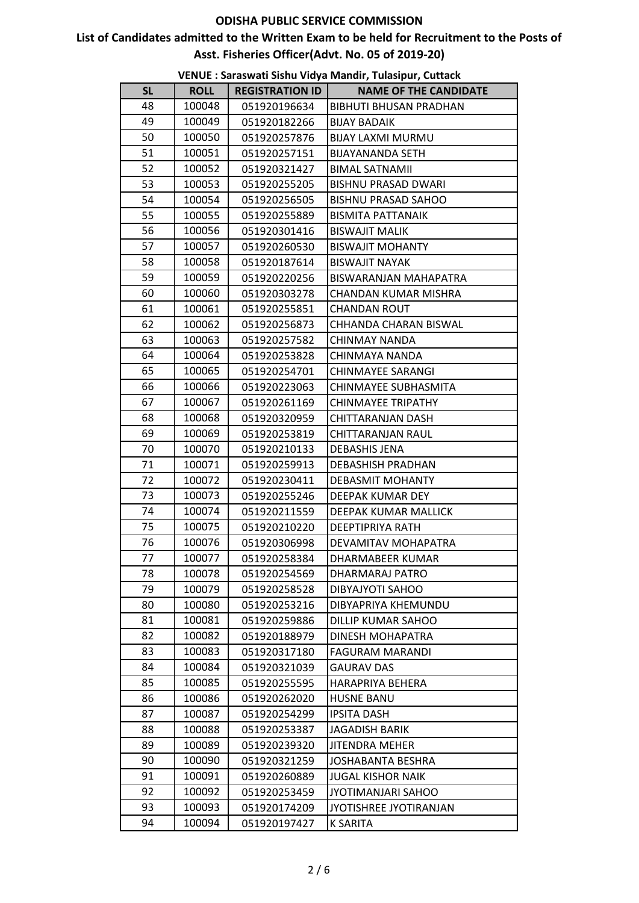# ODISHA PUBLIC SERVICE COMMISSION

## List of Candidates admitted to the Written Exam to be held for Recruitment to the Posts of Asst. Fisheries Officer(Advt. No. 05 of 2019-20)

### VENUE : Saraswati Sishu Vidya Mandir, Tulasipur, Cuttack

| SL | ROLL | REGISTRATION ID | NAME OF THE CANDIDATE |
|---|---|---|---|
| 48 | 100048 | 051920196634 | BIBHUTI BHUSAN PRADHAN |
| 49 | 100049 | 051920182266 | BIJAY BADAIK |
| 50 | 100050 | 051920257876 | BIJAY LAXMI MURMU |
| 51 | 100051 | 051920257151 | BIJAYANANDA SETH |
| 52 | 100052 | 051920321427 | BIMAL SATNAMII |
| 53 | 100053 | 051920255205 | BISHNU PRASAD DWARI |
| 54 | 100054 | 051920256505 | BISHNU PRASAD SAHOO |
| 55 | 100055 | 051920255889 | BISMITA PATTANAIK |
| 56 | 100056 | 051920301416 | BISWAJIT MALIK |
| 57 | 100057 | 051920260530 | BISWAJIT MOHANTY |
| 58 | 100058 | 051920187614 | BISWAJIT NAYAK |
| 59 | 100059 | 051920220256 | BISWARANJAN MAHAPATRA |
| 60 | 100060 | 051920303278 | CHANDAN KUMAR MISHRA |
| 61 | 100061 | 051920255851 | CHANDAN ROUT |
| 62 | 100062 | 051920256873 | CHHANDA CHARAN BISWAL |
| 63 | 100063 | 051920257582 | CHINMAY NANDA |
| 64 | 100064 | 051920253828 | CHINMAYA NANDA |
| 65 | 100065 | 051920254701 | CHINMAYEE SARANGI |
| 66 | 100066 | 051920223063 | CHINMAYEE SUBHASMITA |
| 67 | 100067 | 051920261169 | CHINMAYEE TRIPATHY |
| 68 | 100068 | 051920320959 | CHITTARANJAN DASH |
| 69 | 100069 | 051920253819 | CHITTARANJAN RAUL |
| 70 | 100070 | 051920210133 | DEBASHIS JENA |
| 71 | 100071 | 051920259913 | DEBASHISH PRADHAN |
| 72 | 100072 | 051920230411 | DEBASMIT MOHANTY |
| 73 | 100073 | 051920255246 | DEEPAK KUMAR DEY |
| 74 | 100074 | 051920211559 | DEEPAK KUMAR MALLICK |
| 75 | 100075 | 051920210220 | DEEPTIPRIYA RATH |
| 76 | 100076 | 051920306998 | DEVAMITAV MOHAPATRA |
| 77 | 100077 | 051920258384 | DHARMABEER KUMAR |
| 78 | 100078 | 051920254569 | DHARMARAJ PATRO |
| 79 | 100079 | 051920258528 | DIBYAJYOTI SAHOO |
| 80 | 100080 | 051920253216 | DIBYAPRIYA KHEMUNDU |
| 81 | 100081 | 051920259886 | DILLIP KUMAR SAHOO |
| 82 | 100082 | 051920188979 | DINESH MOHAPATRA |
| 83 | 100083 | 051920317180 | FAGURAM MARANDI |
| 84 | 100084 | 051920321039 | GAURAV DAS |
| 85 | 100085 | 051920255595 | HARAPRIYA BEHERA |
| 86 | 100086 | 051920262020 | HUSNE BANU |
| 87 | 100087 | 051920254299 | IPSITA DASH |
| 88 | 100088 | 051920253387 | JAGADISH BARIK |
| 89 | 100089 | 051920239320 | JITENDRA MEHER |
| 90 | 100090 | 051920321259 | JOSHABANTA BESHRA |
| 91 | 100091 | 051920260889 | JUGAL KISHOR NAIK |
| 92 | 100092 | 051920253459 | JYOTIMANJARI SAHOO |
| 93 | 100093 | 051920174209 | JYOTISHREE JYOTIRANJAN |
| 94 | 100094 | 051920197427 | K SARITA |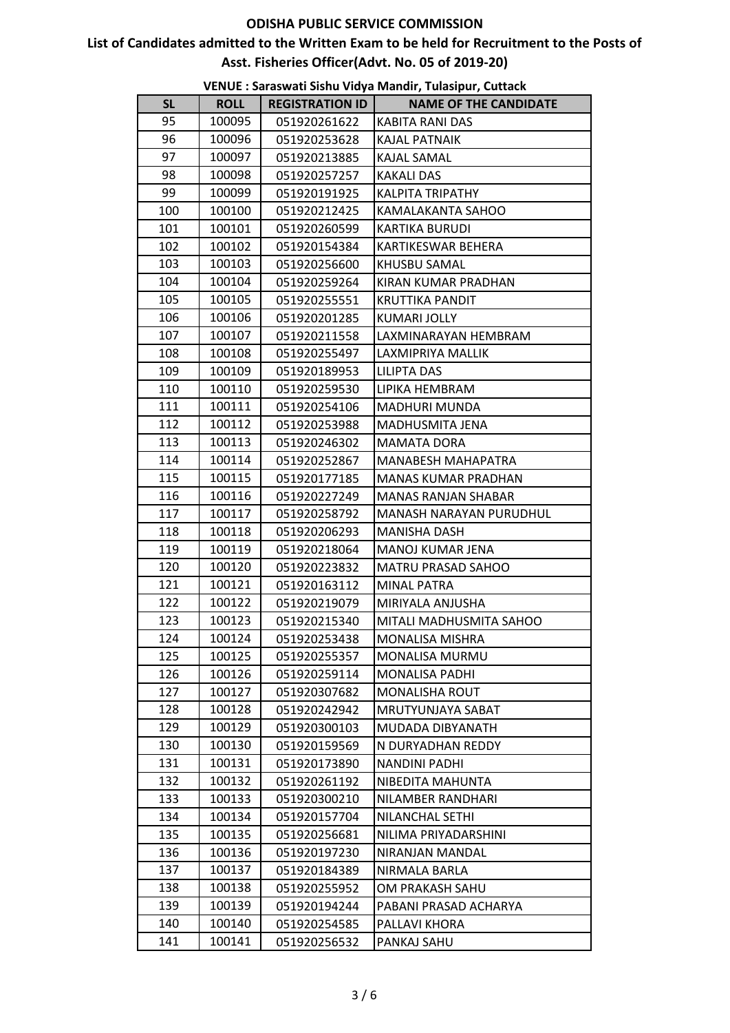# ODISHA PUBLIC SERVICE COMMISSION

## List of Candidates admitted to the Written Exam to be held for Recruitment to the Posts of Asst. Fisheries Officer(Advt. No. 05 of 2019-20)

**VENUE : Saraswati Sishu Vidya Mandir, Tulasipur, Cuttack**

| SL | ROLL | REGISTRATION ID | NAME OF THE CANDIDATE |
|---|---|---|---|
| 95 | 100095 | 051920261622 | KABITA RANI DAS |
| 96 | 100096 | 051920253628 | KAJAL PATNAIK |
| 97 | 100097 | 051920213885 | KAJAL SAMAL |
| 98 | 100098 | 051920257257 | KAKALI DAS |
| 99 | 100099 | 051920191925 | KALPITA TRIPATHY |
| 100 | 100100 | 051920212425 | KAMALAKANTA SAHOO |
| 101 | 100101 | 051920260599 | KARTIKA BURUDI |
| 102 | 100102 | 051920154384 | KARTIKESWAR BEHERA |
| 103 | 100103 | 051920256600 | KHUSBU SAMAL |
| 104 | 100104 | 051920259264 | KIRAN KUMAR PRADHAN |
| 105 | 100105 | 051920255551 | KRUTTIKA PANDIT |
| 106 | 100106 | 051920201285 | KUMARI JOLLY |
| 107 | 100107 | 051920211558 | LAXMINARAYAN HEMBRAM |
| 108 | 100108 | 051920255497 | LAXMIPRIYA MALLIK |
| 109 | 100109 | 051920189953 | LILIPTA DAS |
| 110 | 100110 | 051920259530 | LIPIKA HEMBRAM |
| 111 | 100111 | 051920254106 | MADHURI MUNDA |
| 112 | 100112 | 051920253988 | MADHUSMITA JENA |
| 113 | 100113 | 051920246302 | MAMATA DORA |
| 114 | 100114 | 051920252867 | MANABESH MAHAPATRA |
| 115 | 100115 | 051920177185 | MANAS KUMAR PRADHAN |
| 116 | 100116 | 051920227249 | MANAS RANJAN SHABAR |
| 117 | 100117 | 051920258792 | MANASH NARAYAN PURUDHUL |
| 118 | 100118 | 051920206293 | MANISHA DASH |
| 119 | 100119 | 051920218064 | MANOJ KUMAR JENA |
| 120 | 100120 | 051920223832 | MATRU PRASAD SAHOO |
| 121 | 100121 | 051920163112 | MINAL PATRA |
| 122 | 100122 | 051920219079 | MIRIYALA ANJUSHA |
| 123 | 100123 | 051920215340 | MITALI MADHUSMITA SAHOO |
| 124 | 100124 | 051920253438 | MONALISA MISHRA |
| 125 | 100125 | 051920255357 | MONALISA MURMU |
| 126 | 100126 | 051920259114 | MONALISA PADHI |
| 127 | 100127 | 051920307682 | MONALISHA ROUT |
| 128 | 100128 | 051920242942 | MRUTYUNJAYA SABAT |
| 129 | 100129 | 051920300103 | MUDADA DIBYANATH |
| 130 | 100130 | 051920159569 | N DURYADHAN REDDY |
| 131 | 100131 | 051920173890 | NANDINI PADHI |
| 132 | 100132 | 051920261192 | NIBEDITA MAHUNTA |
| 133 | 100133 | 051920300210 | NILAMBER RANDHARI |
| 134 | 100134 | 051920157704 | NILANCHAL SETHI |
| 135 | 100135 | 051920256681 | NILIMA PRIYADARSHINI |
| 136 | 100136 | 051920197230 | NIRANJAN MANDAL |
| 137 | 100137 | 051920184389 | NIRMALA BARLA |
| 138 | 100138 | 051920255952 | OM PRAKASH SAHU |
| 139 | 100139 | 051920194244 | PABANI PRASAD ACHARYA |
| 140 | 100140 | 051920254585 | PALLAVI KHORA |
| 141 | 100141 | 051920256532 | PANKAJ SAHU |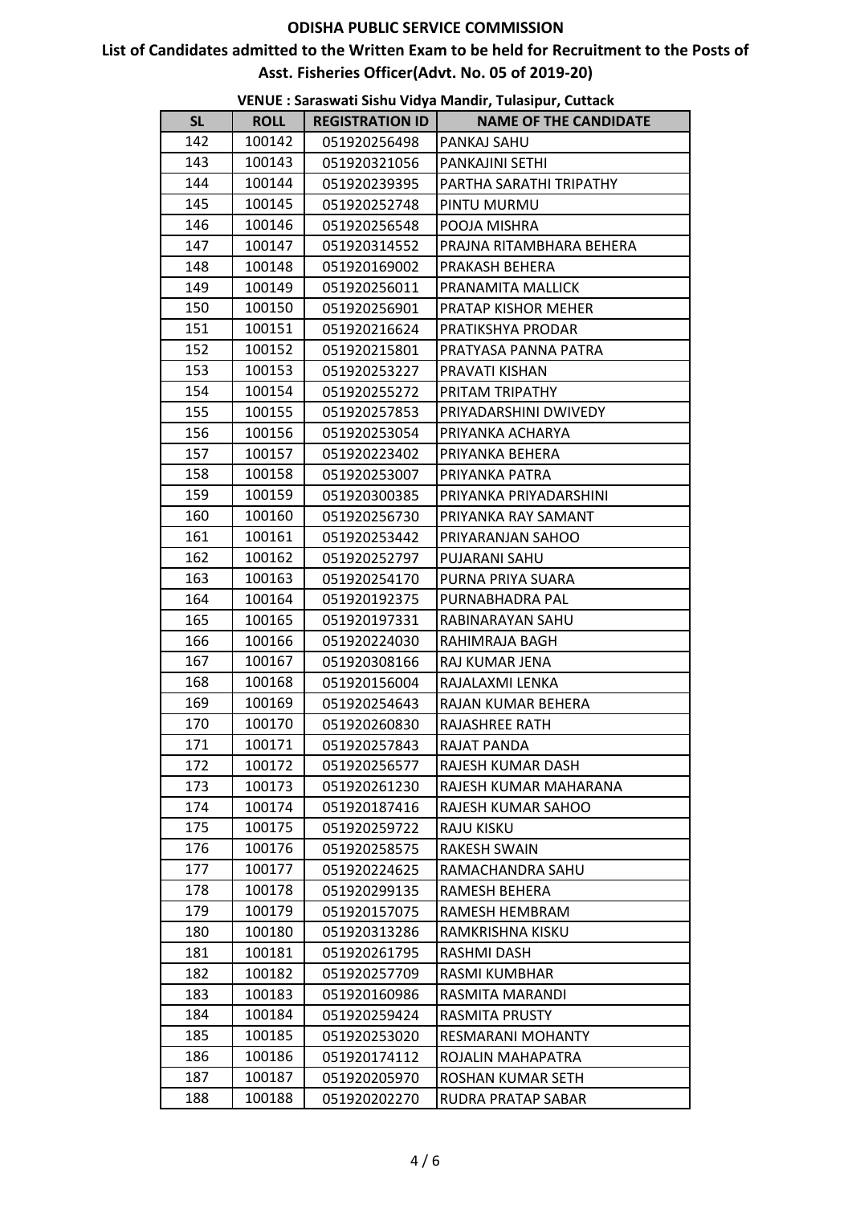# ODISHA PUBLIC SERVICE COMMISSION

## List of Candidates admitted to the Written Exam to be held for Recruitment to the Posts of Asst. Fisheries Officer(Advt. No. 05 of 2019-20)

**VENUE : Saraswati Sishu Vidya Mandir, Tulasipur, Cuttack**

| SL | ROLL | REGISTRATION ID | NAME OF THE CANDIDATE |
|---|---|---|---|
| 142 | 100142 | 051920256498 | PANKAJ SAHU |
| 143 | 100143 | 051920321056 | PANKAJINI SETHI |
| 144 | 100144 | 051920239395 | PARTHA SARATHI TRIPATHY |
| 145 | 100145 | 051920252748 | PINTU MURMU |
| 146 | 100146 | 051920256548 | POOJA MISHRA |
| 147 | 100147 | 051920314552 | PRAJNA RITAMBHARA BEHERA |
| 148 | 100148 | 051920169002 | PRAKASH BEHERA |
| 149 | 100149 | 051920256011 | PRANAMITA MALLICK |
| 150 | 100150 | 051920256901 | PRATAP KISHOR MEHER |
| 151 | 100151 | 051920216624 | PRATIKSHYA PRODAR |
| 152 | 100152 | 051920215801 | PRATYASA PANNA PATRA |
| 153 | 100153 | 051920253227 | PRAVATI KISHAN |
| 154 | 100154 | 051920255272 | PRITAM TRIPATHY |
| 155 | 100155 | 051920257853 | PRIYADARSHINI DWIVEDY |
| 156 | 100156 | 051920253054 | PRIYANKA ACHARYA |
| 157 | 100157 | 051920223402 | PRIYANKA BEHERA |
| 158 | 100158 | 051920253007 | PRIYANKA PATRA |
| 159 | 100159 | 051920300385 | PRIYANKA PRIYADARSHINI |
| 160 | 100160 | 051920256730 | PRIYANKA RAY SAMANT |
| 161 | 100161 | 051920253442 | PRIYARANJAN SAHOO |
| 162 | 100162 | 051920252797 | PUJARANI SAHU |
| 163 | 100163 | 051920254170 | PURNA PRIYA SUARA |
| 164 | 100164 | 051920192375 | PURNABHADRA PAL |
| 165 | 100165 | 051920197331 | RABINARAYAN SAHU |
| 166 | 100166 | 051920224030 | RAHIMRAJA BAGH |
| 167 | 100167 | 051920308166 | RAJ KUMAR JENA |
| 168 | 100168 | 051920156004 | RAJALAXMI LENKA |
| 169 | 100169 | 051920254643 | RAJAN KUMAR BEHERA |
| 170 | 100170 | 051920260830 | RAJASHREE RATH |
| 171 | 100171 | 051920257843 | RAJAT PANDA |
| 172 | 100172 | 051920256577 | RAJESH KUMAR DASH |
| 173 | 100173 | 051920261230 | RAJESH KUMAR MAHARANA |
| 174 | 100174 | 051920187416 | RAJESH KUMAR SAHOO |
| 175 | 100175 | 051920259722 | RAJU KISKU |
| 176 | 100176 | 051920258575 | RAKESH SWAIN |
| 177 | 100177 | 051920224625 | RAMACHANDRA SAHU |
| 178 | 100178 | 051920299135 | RAMESH BEHERA |
| 179 | 100179 | 051920157075 | RAMESH HEMBRAM |
| 180 | 100180 | 051920313286 | RAMKRISHNA KISKU |
| 181 | 100181 | 051920261795 | RASHMI DASH |
| 182 | 100182 | 051920257709 | RASMI KUMBHAR |
| 183 | 100183 | 051920160986 | RASMITA MARANDI |
| 184 | 100184 | 051920259424 | RASMITA PRUSTY |
| 185 | 100185 | 051920253020 | RESMARANI MOHANTY |
| 186 | 100186 | 051920174112 | ROJALIN MAHAPATRA |
| 187 | 100187 | 051920205970 | ROSHAN KUMAR SETH |
| 188 | 100188 | 051920202270 | RUDRA PRATAP SABAR |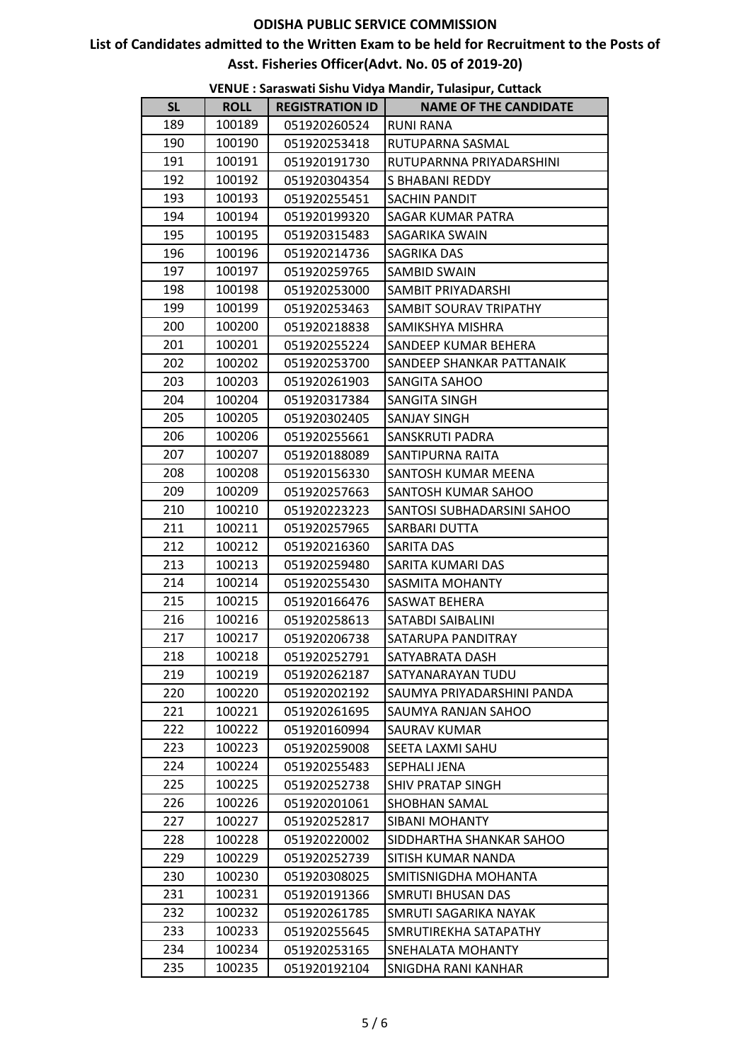# ODISHA PUBLIC SERVICE COMMISSION

## List of Candidates admitted to the Written Exam to be held for Recruitment to the Posts of Asst. Fisheries Officer(Advt. No. 05 of 2019-20)

### VENUE : Saraswati Sishu Vidya Mandir, Tulasipur, Cuttack

| SL | ROLL | REGISTRATION ID | NAME OF THE CANDIDATE |
|---|---|---|---|
| 189 | 100189 | 051920260524 | RUNI RANA |
| 190 | 100190 | 051920253418 | RUTUPARNA SASMAL |
| 191 | 100191 | 051920191730 | RUTUPARNNA PRIYADARSHINI |
| 192 | 100192 | 051920304354 | S BHABANI REDDY |
| 193 | 100193 | 051920255451 | SACHIN PANDIT |
| 194 | 100194 | 051920199320 | SAGAR KUMAR PATRA |
| 195 | 100195 | 051920315483 | SAGARIKA SWAIN |
| 196 | 100196 | 051920214736 | SAGRIKA DAS |
| 197 | 100197 | 051920259765 | SAMBID SWAIN |
| 198 | 100198 | 051920253000 | SAMBIT PRIYADARSHI |
| 199 | 100199 | 051920253463 | SAMBIT SOURAV TRIPATHY |
| 200 | 100200 | 051920218838 | SAMIKSHYA MISHRA |
| 201 | 100201 | 051920255224 | SANDEEP KUMAR BEHERA |
| 202 | 100202 | 051920253700 | SANDEEP SHANKAR PATTANAIK |
| 203 | 100203 | 051920261903 | SANGITA SAHOO |
| 204 | 100204 | 051920317384 | SANGITA SINGH |
| 205 | 100205 | 051920302405 | SANJAY SINGH |
| 206 | 100206 | 051920255661 | SANSKRUTI PADRA |
| 207 | 100207 | 051920188089 | SANTIPURNA RAITA |
| 208 | 100208 | 051920156330 | SANTOSH KUMAR MEENA |
| 209 | 100209 | 051920257663 | SANTOSH KUMAR SAHOO |
| 210 | 100210 | 051920223223 | SANTOSI SUBHADARSINI SAHOO |
| 211 | 100211 | 051920257965 | SARBARI DUTTA |
| 212 | 100212 | 051920216360 | SARITA DAS |
| 213 | 100213 | 051920259480 | SARITA KUMARI DAS |
| 214 | 100214 | 051920255430 | SASMITA MOHANTY |
| 215 | 100215 | 051920166476 | SASWAT BEHERA |
| 216 | 100216 | 051920258613 | SATABDI SAIBALINI |
| 217 | 100217 | 051920206738 | SATARUPA PANDITRAY |
| 218 | 100218 | 051920252791 | SATYABRATA DASH |
| 219 | 100219 | 051920262187 | SATYANARAYAN TUDU |
| 220 | 100220 | 051920202192 | SAUMYA PRIYADARSHINI PANDA |
| 221 | 100221 | 051920261695 | SAUMYA RANJAN SAHOO |
| 222 | 100222 | 051920160994 | SAURAV KUMAR |
| 223 | 100223 | 051920259008 | SEETA LAXMI SAHU |
| 224 | 100224 | 051920255483 | SEPHALI JENA |
| 225 | 100225 | 051920252738 | SHIV PRATAP SINGH |
| 226 | 100226 | 051920201061 | SHOBHAN SAMAL |
| 227 | 100227 | 051920252817 | SIBANI MOHANTY |
| 228 | 100228 | 051920220002 | SIDDHARTHA SHANKAR SAHOO |
| 229 | 100229 | 051920252739 | SITISH KUMAR NANDA |
| 230 | 100230 | 051920308025 | SMITISNIGDHA MOHANTA |
| 231 | 100231 | 051920191366 | SMRUTI BHUSAN DAS |
| 232 | 100232 | 051920261785 | SMRUTI SAGARIKA NAYAK |
| 233 | 100233 | 051920255645 | SMRUTIREKHA SATAPATHY |
| 234 | 100234 | 051920253165 | SNEHALATA MOHANTY |
| 235 | 100235 | 051920192104 | SNIGDHA RANI KANHAR |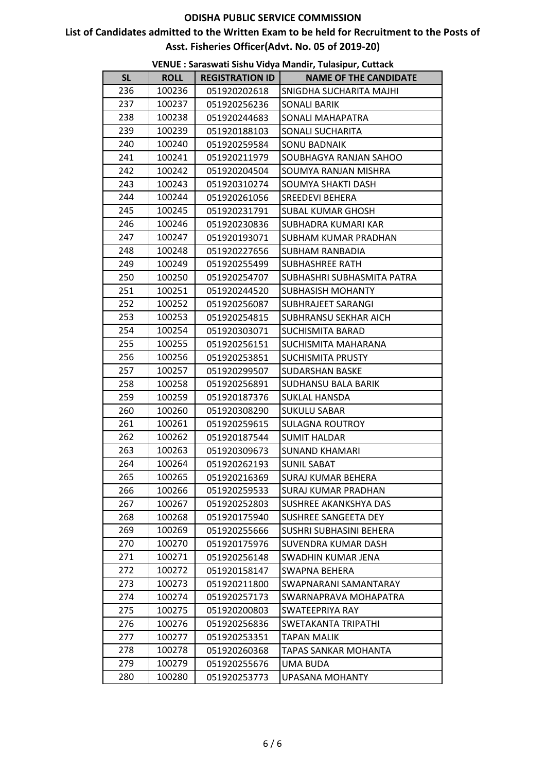# ODISHA PUBLIC SERVICE COMMISSION

## List of Candidates admitted to the Written Exam to be held for Recruitment to the Posts of Asst. Fisheries Officer(Advt. No. 05 of 2019-20)

**VENUE : Saraswati Sishu Vidya Mandir, Tulasipur, Cuttack**

| SL | ROLL | REGISTRATION ID | NAME OF THE CANDIDATE |
|---|---|---|---|
| 236 | 100236 | 051920202618 | SNIGDHA SUCHARITA MAJHI |
| 237 | 100237 | 051920256236 | SONALI BARIK |
| 238 | 100238 | 051920244683 | SONALI MAHAPATRA |
| 239 | 100239 | 051920188103 | SONALI SUCHARITA |
| 240 | 100240 | 051920259584 | SONU BADNAIK |
| 241 | 100241 | 051920211979 | SOUBHAGYA RANJAN SAHOO |
| 242 | 100242 | 051920204504 | SOUMYA RANJAN MISHRA |
| 243 | 100243 | 051920310274 | SOUMYA SHAKTI DASH |
| 244 | 100244 | 051920261056 | SREEDEVI BEHERA |
| 245 | 100245 | 051920231791 | SUBAL KUMAR GHOSH |
| 246 | 100246 | 051920230836 | SUBHADRA KUMARI KAR |
| 247 | 100247 | 051920193071 | SUBHAM KUMAR PRADHAN |
| 248 | 100248 | 051920227656 | SUBHAM RANBADIA |
| 249 | 100249 | 051920255499 | SUBHASHREE RATH |
| 250 | 100250 | 051920254707 | SUBHASHRI SUBHASMITA PATRA |
| 251 | 100251 | 051920244520 | SUBHASISH MOHANTY |
| 252 | 100252 | 051920256087 | SUBHRAJEET SARANGI |
| 253 | 100253 | 051920254815 | SUBHRANSU SEKHAR AICH |
| 254 | 100254 | 051920303071 | SUCHISMITA BARAD |
| 255 | 100255 | 051920256151 | SUCHISMITA MAHARANA |
| 256 | 100256 | 051920253851 | SUCHISMITA PRUSTY |
| 257 | 100257 | 051920299507 | SUDARSHAN BASKE |
| 258 | 100258 | 051920256891 | SUDHANSU BALA BARIK |
| 259 | 100259 | 051920187376 | SUKLAL HANSDA |
| 260 | 100260 | 051920308290 | SUKULU SABAR |
| 261 | 100261 | 051920259615 | SULAGNA ROUTROY |
| 262 | 100262 | 051920187544 | SUMIT HALDAR |
| 263 | 100263 | 051920309673 | SUNAND KHAMARI |
| 264 | 100264 | 051920262193 | SUNIL SABAT |
| 265 | 100265 | 051920216369 | SURAJ KUMAR BEHERA |
| 266 | 100266 | 051920259533 | SURAJ KUMAR PRADHAN |
| 267 | 100267 | 051920252803 | SUSHREE AKANKSHYA DAS |
| 268 | 100268 | 051920175940 | SUSHREE SANGEETA DEY |
| 269 | 100269 | 051920255666 | SUSHRI SUBHASINI BEHERA |
| 270 | 100270 | 051920175976 | SUVENDRA KUMAR DASH |
| 271 | 100271 | 051920256148 | SWADHIN KUMAR JENA |
| 272 | 100272 | 051920158147 | SWAPNA BEHERA |
| 273 | 100273 | 051920211800 | SWAPNARANI SAMANTARAY |
| 274 | 100274 | 051920257173 | SWARNAPRAVA MOHAPATRA |
| 275 | 100275 | 051920200803 | SWATEEPRIYA RAY |
| 276 | 100276 | 051920256836 | SWETAKANTA TRIPATHI |
| 277 | 100277 | 051920253351 | TAPAN MALIK |
| 278 | 100278 | 051920260368 | TAPAS SANKAR MOHANTA |
| 279 | 100279 | 051920255676 | UMA BUDA |
| 280 | 100280 | 051920253773 | UPASANA MOHANTY |